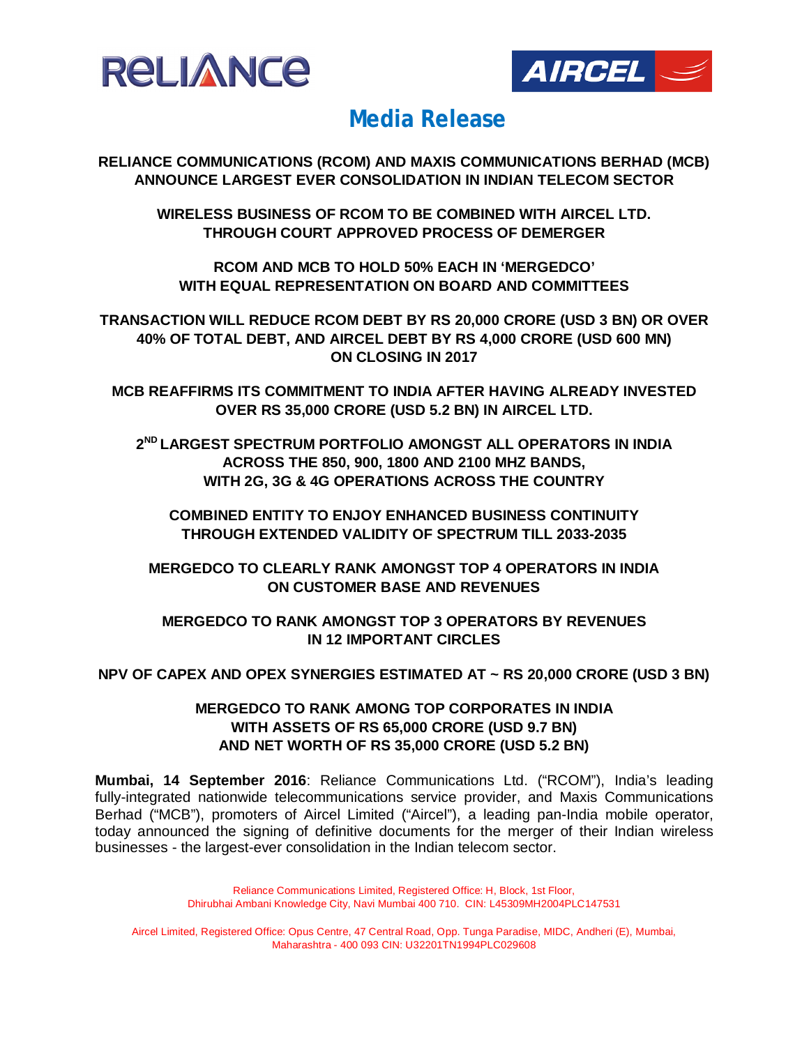RELIANCE

AIRCEL

# Media Release

**RELIANCE COMMUNICATIONS (RCOM) AND MAXIS COMMUNICATIONS BERHAD (MCB) ANNOUNCE LARGEST EVER CONSOLIDATION IN INDIAN TELECOM SECTOR**

**WIRELESS BUSINESS OF RCOM TO BE COMBINED WITH AIRCEL LTD. THROUGH COURT APPROVED PROCESS OF DEMERGER**

**RCOM AND MCB TO HOLD 50% EACH IN 'MERGEDCO' WITH EQUAL REPRESENTATION ON BOARD AND COMMITTEES**

**TRANSACTION WILL REDUCE RCOM DEBT BY RS 20,000 CRORE (USD 3 BN) OR OVER 40% OF TOTAL DEBT, AND AIRCEL DEBT BY RS 4,000 CRORE (USD 600 MN) ON CLOSING IN 2017**

**MCB REAFFIRMS ITS COMMITMENT TO INDIA AFTER HAVING ALREADY INVESTED OVER RS 35,000 CRORE (USD 5.2 BN) IN AIRCEL LTD.**

**2ND LARGEST SPECTRUM PORTFOLIO AMONGST ALL OPERATORS IN INDIA ACROSS THE 850, 900, 1800 AND 2100 MHZ BANDS, WITH 2G, 3G & 4G OPERATIONS ACROSS THE COUNTRY**

**COMBINED ENTITY TO ENJOY ENHANCED BUSINESS CONTINUITY THROUGH EXTENDED VALIDITY OF SPECTRUM TILL 2033-2035**

**MERGEDCO TO CLEARLY RANK AMONGST TOP 4 OPERATORS IN INDIA ON CUSTOMER BASE AND REVENUES**

**MERGEDCO TO RANK AMONGST TOP 3 OPERATORS BY REVENUES IN 12 IMPORTANT CIRCLES**

**NPV OF CAPEX AND OPEX SYNERGIES ESTIMATED AT ~ RS 20,000 CRORE (USD 3 BN)**

**MERGEDCO TO RANK AMONG TOP CORPORATES IN INDIA WITH ASSETS OF RS 65,000 CRORE (USD 9.7 BN) AND NET WORTH OF RS 35,000 CRORE (USD 5.2 BN)**

**Mumbai, 14 September 2016**: Reliance Communications Ltd. ("RCOM"), India's leading fully-integrated nationwide telecommunications service provider, and Maxis Communications Berhad ("MCB"), promoters of Aircel Limited ("Aircel"), a leading pan-India mobile operator, today announced the signing of definitive documents for the merger of their Indian wireless businesses - the largest-ever consolidation in the Indian telecom sector.

Reliance Communications Limited, Registered Office: H, Block, 1st Floor, Dhirubhai Ambani Knowledge City, Navi Mumbai 400 710. CIN: L45309MH2004PLC147531

Aircel Limited, Registered Office: Opus Centre, 47 Central Road, Opp. Tunga Paradise, MIDC, Andheri (E), Mumbai, Maharashtra - 400 093 CIN: U32201TN1994PLC029608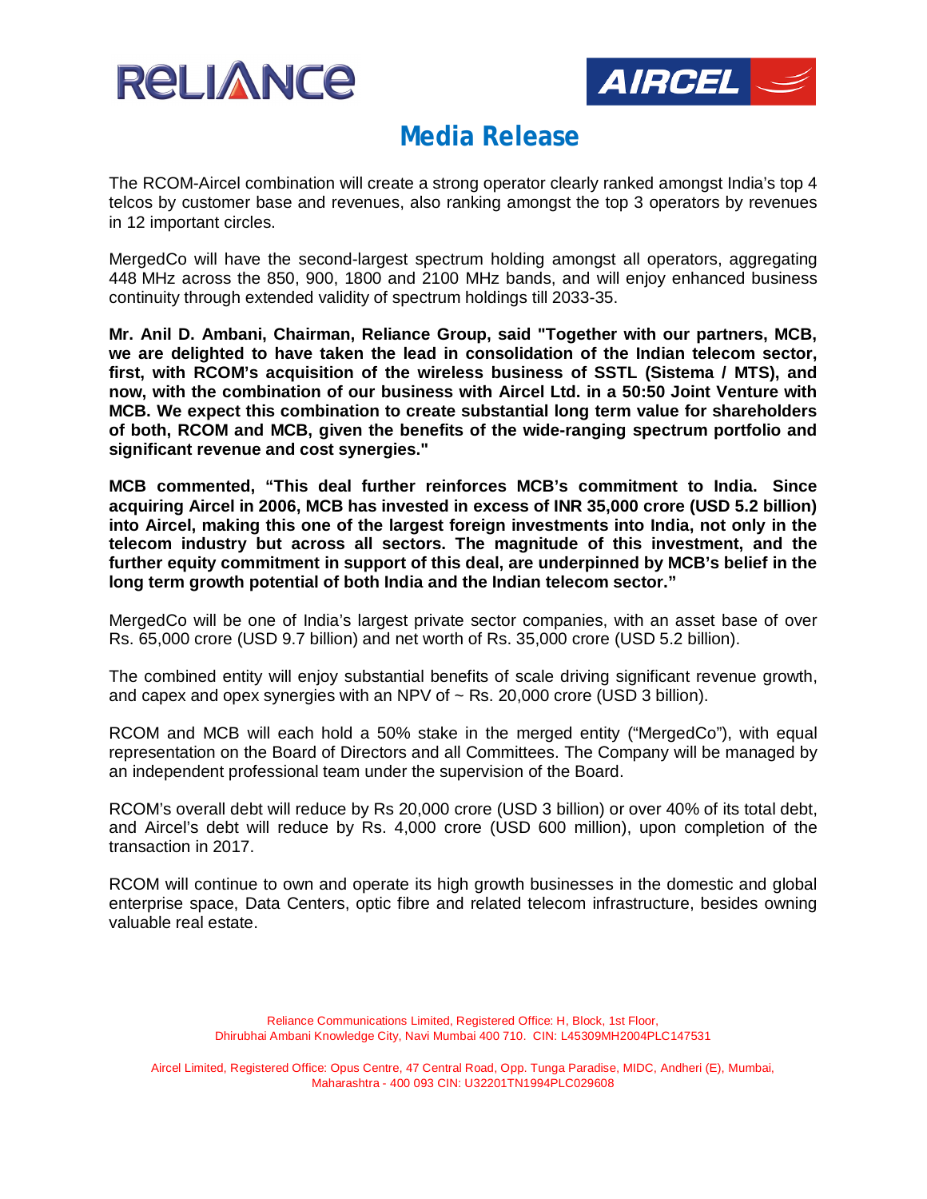# Media Release

The RCOM-Aircel combination will create a strong operator clearly ranked amongst India's top 4 telcos by customer base and revenues, also ranking amongst the top 3 operators by revenues in 12 important circles.

MergedCo will have the second-largest spectrum holding amongst all operators, aggregating 448 MHz across the 850, 900, 1800 and 2100 MHz bands, and will enjoy enhanced business continuity through extended validity of spectrum holdings till 2033-35.

**Mr. Anil D. Ambani, Chairman, Reliance Group, said "Together with our partners, MCB, we are delighted to have taken the lead in consolidation of the Indian telecom sector, first, with RCOM's acquisition of the wireless business of SSTL (Sistema / MTS), and now, with the combination of our business with Aircel Ltd. in a 50:50 Joint Venture with MCB. We expect this combination to create substantial long term value for shareholders of both, RCOM and MCB, given the benefits of the wide-ranging spectrum portfolio and significant revenue and cost synergies."**

**MCB commented, "This deal further reinforces MCB's commitment to India. Since acquiring Aircel in 2006, MCB has invested in excess of INR 35,000 crore (USD 5.2 billion) into Aircel, making this one of the largest foreign investments into India, not only in the telecom industry but across all sectors. The magnitude of this investment, and the further equity commitment in support of this deal, are underpinned by MCB's belief in the long term growth potential of both India and the Indian telecom sector."**

MergedCo will be one of India's largest private sector companies, with an asset base of over Rs. 65,000 crore (USD 9.7 billion) and net worth of Rs. 35,000 crore (USD 5.2 billion).

The combined entity will enjoy substantial benefits of scale driving significant revenue growth, and capex and opex synergies with an NPV of ~ Rs. 20,000 crore (USD 3 billion).

RCOM and MCB will each hold a 50% stake in the merged entity ("MergedCo"), with equal representation on the Board of Directors and all Committees. The Company will be managed by an independent professional team under the supervision of the Board.

RCOM's overall debt will reduce by Rs 20,000 crore (USD 3 billion) or over 40% of its total debt, and Aircel's debt will reduce by Rs. 4,000 crore (USD 600 million), upon completion of the transaction in 2017.

RCOM will continue to own and operate its high growth businesses in the domestic and global enterprise space, Data Centers, optic fibre and related telecom infrastructure, besides owning valuable real estate.

Reliance Communications Limited, Registered Office: H, Block, 1st Floor, Dhirubhai Ambani Knowledge City, Navi Mumbai 400 710. CIN: L45309MH2004PLC147531

Aircel Limited, Registered Office: Opus Centre, 47 Central Road, Opp. Tunga Paradise, MIDC, Andheri (E), Mumbai, Maharashtra - 400 093 CIN: U32201TN1994PLC029608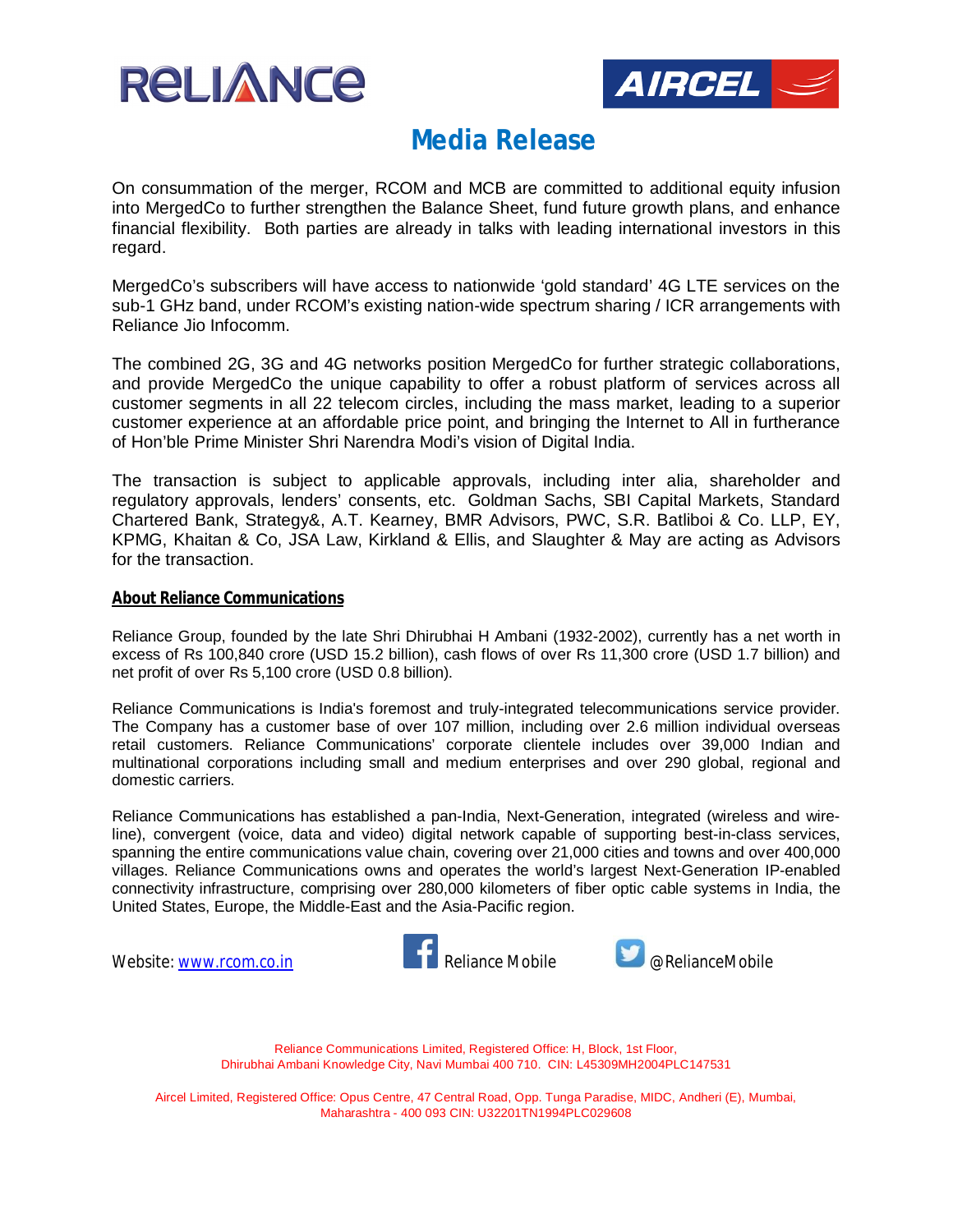# Media Release

On consummation of the merger, RCOM and MCB are committed to additional equity infusion into MergedCo to further strengthen the Balance Sheet, fund future growth plans, and enhance financial flexibility. Both parties are already in talks with leading international investors in this regard.

MergedCo's subscribers will have access to nationwide 'gold standard' 4G LTE services on the sub-1 GHz band, under RCOM's existing nation-wide spectrum sharing / ICR arrangements with Reliance Jio Infocomm.

The combined 2G, 3G and 4G networks position MergedCo for further strategic collaborations, and provide MergedCo the unique capability to offer a robust platform of services across all customer segments in all 22 telecom circles, including the mass market, leading to a superior customer experience at an affordable price point, and bringing the Internet to All in furtherance of Hon'ble Prime Minister Shri Narendra Modi's vision of Digital India.

The transaction is subject to applicable approvals, including inter alia, shareholder and regulatory approvals, lenders' consents, etc. Goldman Sachs, SBI Capital Markets, Standard Chartered Bank, Strategy&, A.T. Kearney, BMR Advisors, PWC, S.R. Batliboi & Co. LLP, EY, KPMG, Khaitan & Co, JSA Law, Kirkland & Ellis, and Slaughter & May are acting as Advisors for the transaction.

## About Reliance Communications

Reliance Group, founded by the late Shri Dhirubhai H Ambani (1932-2002), currently has a net worth in excess of Rs 100,840 crore (USD 15.2 billion), cash flows of over Rs 11,300 crore (USD 1.7 billion) and net profit of over Rs 5,100 crore (USD 0.8 billion).

Reliance Communications is India's foremost and truly-integrated telecommunications service provider. The Company has a customer base of over 107 million, including over 2.6 million individual overseas retail customers. Reliance Communications' corporate clientele includes over 39,000 Indian and multinational corporations including small and medium enterprises and over 290 global, regional and domestic carriers.

Reliance Communications has established a pan-India, Next-Generation, integrated (wireless and wire-line), convergent (voice, data and video) digital network capable of supporting best-in-class services, spanning the entire communications value chain, covering over 21,000 cities and towns and over 400,000 villages. Reliance Communications owns and operates the world's largest Next-Generation IP-enabled connectivity infrastructure, comprising over 280,000 kilometers of fiber optic cable systems in India, the United States, Europe, the Middle-East and the Asia-Pacific region.

Website: www.rcom.co.in Reliance Mobile @RelianceMobile

Reliance Communications Limited, Registered Office: H, Block, 1st Floor, Dhirubhai Ambani Knowledge City, Navi Mumbai 400 710. CIN: L45309MH2004PLC147531

Aircel Limited, Registered Office: Opus Centre, 47 Central Road, Opp. Tunga Paradise, MIDC, Andheri (E), Mumbai, Maharashtra - 400 093 CIN: U32201TN1994PLC029608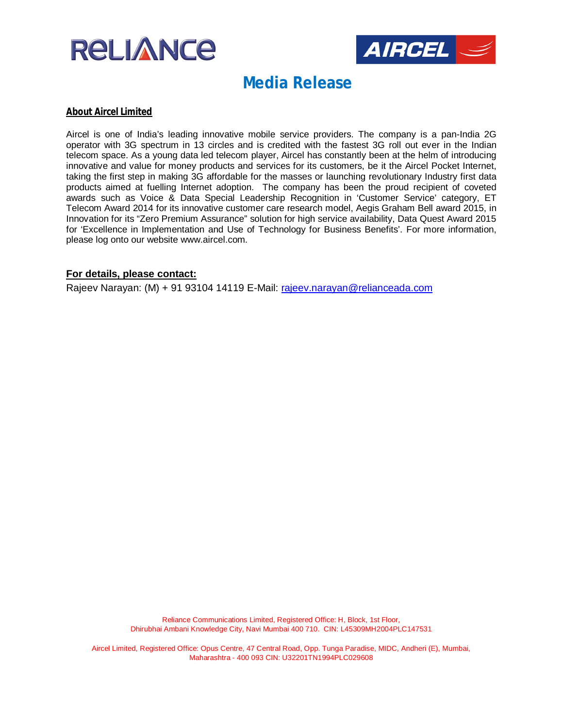# Media Release

**About Aircel Limited**

Aircel is one of India's leading innovative mobile service providers. The company is a pan-India 2G operator with 3G spectrum in 13 circles and is credited with the fastest 3G roll out ever in the Indian telecom space. As a young data led telecom player, Aircel has constantly been at the helm of introducing innovative and value for money products and services for its customers, be it the Aircel Pocket Internet, taking the first step in making 3G affordable for the masses or launching revolutionary Industry first data products aimed at fuelling Internet adoption. The company has been the proud recipient of coveted awards such as Voice & Data Special Leadership Recognition in 'Customer Service' category, ET Telecom Award 2014 for its innovative customer care research model, Aegis Graham Bell award 2015, in Innovation for its "Zero Premium Assurance" solution for high service availability, Data Quest Award 2015 for 'Excellence in Implementation and Use of Technology for Business Benefits'. For more information, please log onto our website www.aircel.com.

**For details, please contact:**

Rajeev Narayan: (M) + 91 93104 14119 E-Mail: rajeev.narayan@relianceada.com

Reliance Communications Limited, Registered Office: H, Block, 1st Floor, Dhirubhai Ambani Knowledge City, Navi Mumbai 400 710. CIN: L45309MH2004PLC147531

Aircel Limited, Registered Office: Opus Centre, 47 Central Road, Opp. Tunga Paradise, MIDC, Andheri (E), Mumbai, Maharashtra - 400 093 CIN: U32201TN1994PLC029608